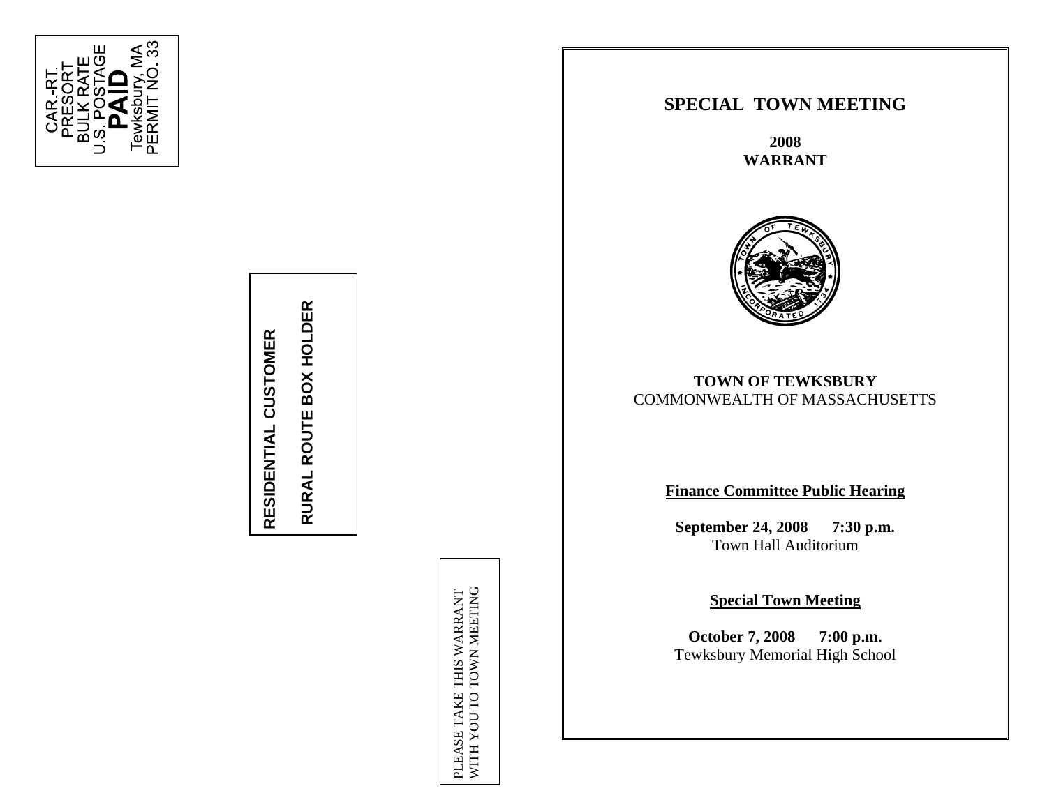CAR.-RT.
PRESORT
BULK RATE
U.S. POSTAGE
**PAID**
Tewksbury, MA
PERMIT NO. 33

**RESIDENTIAL CUSTOMER**

**RURAL ROUTE BOX HOLDER**

PLEASE TAKE THIS WARRANT
WITH YOU TO TOWN MEETING

# SPECIAL TOWN MEETING

**2008**
**WARRANT**

**TOWN OF TEWKSBURY**
COMMONWEALTH OF MASSACHUSETTS

**Finance Committee Public Hearing**

**September 24, 2008 7:30 p.m.**
Town Hall Auditorium

**Special Town Meeting**

**October 7, 2008 7:00 p.m.**
Tewksbury Memorial High School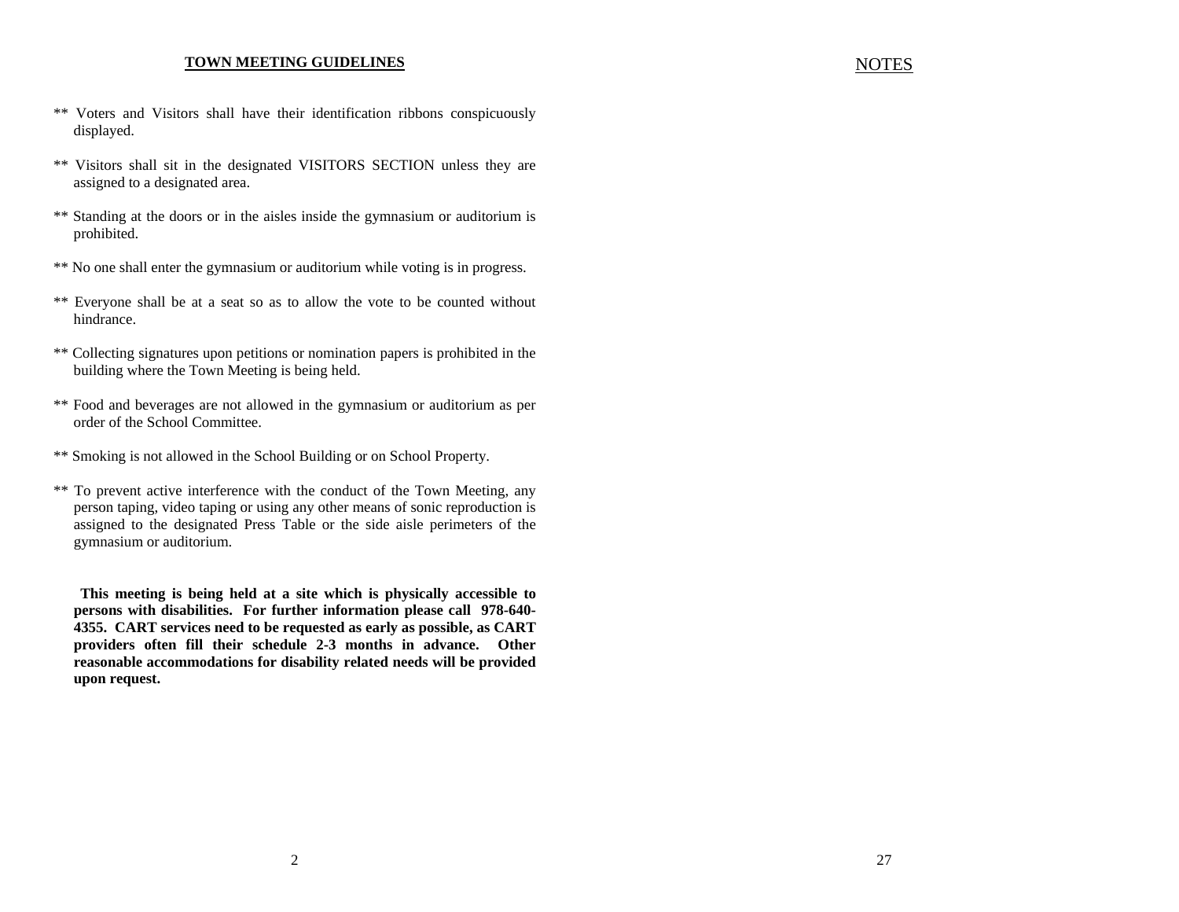**TOWN MEETING GUIDELINES**

** Voters and Visitors shall have their identification ribbons conspicuously displayed.

** Visitors shall sit in the designated VISITORS SECTION unless they are assigned to a designated area.

** Standing at the doors or in the aisles inside the gymnasium or auditorium is prohibited.

** No one shall enter the gymnasium or auditorium while voting is in progress.

** Everyone shall be at a seat so as to allow the vote to be counted without hindrance.

** Collecting signatures upon petitions or nomination papers is prohibited in the building where the Town Meeting is being held.

** Food and beverages are not allowed in the gymnasium or auditorium as per order of the School Committee.

** Smoking is not allowed in the School Building or on School Property.

** To prevent active interference with the conduct of the Town Meeting, any person taping, video taping or using any other means of sonic reproduction is assigned to the designated Press Table or the side aisle perimeters of the gymnasium or auditorium.

**This meeting is being held at a site which is physically accessible to persons with disabilities. For further information please call 978-640-4355. CART services need to be requested as early as possible, as CART providers often fill their schedule 2-3 months in advance. Other reasonable accommodations for disability related needs will be provided upon request.**

NOTES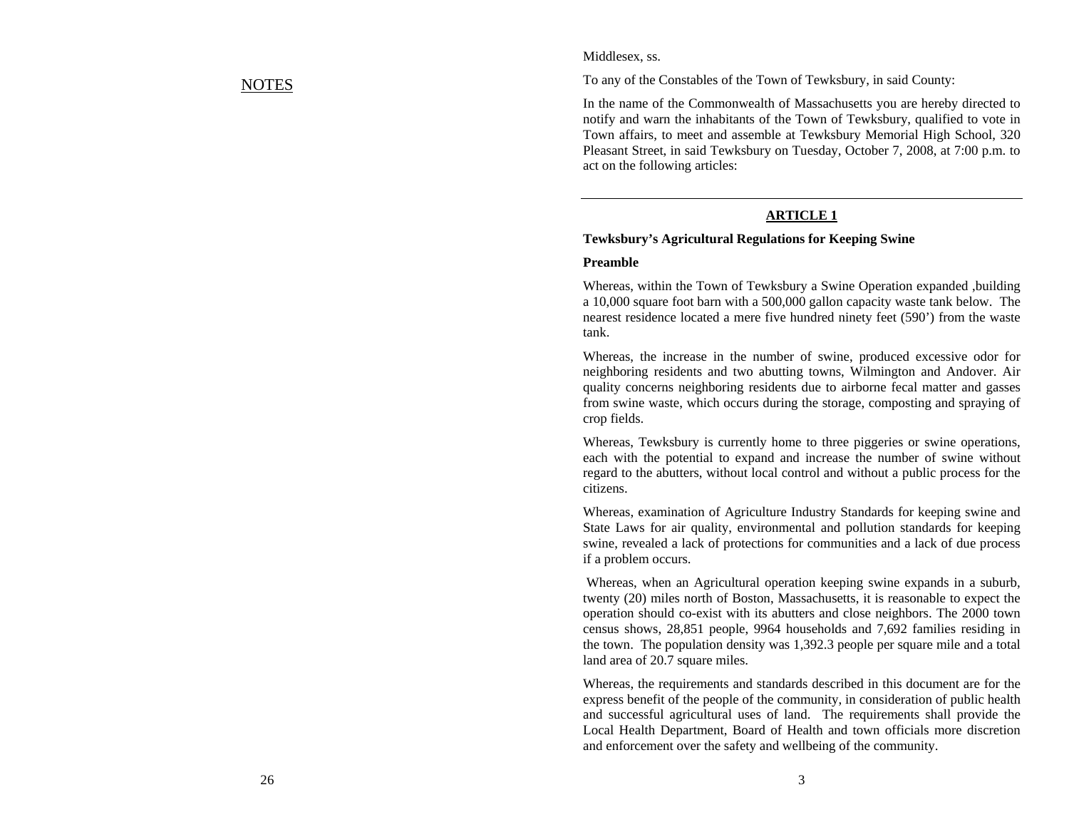NOTES

Middlesex, ss.

To any of the Constables of the Town of Tewksbury, in said County:

In the name of the Commonwealth of Massachusetts you are hereby directed to notify and warn the inhabitants of the Town of Tewksbury, qualified to vote in Town affairs, to meet and assemble at Tewksbury Memorial High School, 320 Pleasant Street, in said Tewksbury on Tuesday, October 7, 2008, at 7:00 p.m. to act on the following articles:

---

## ARTICLE 1

**Tewksbury's Agricultural Regulations for Keeping Swine**

**Preamble**

Whereas, within the Town of Tewksbury a Swine Operation expanded ,building a 10,000 square foot barn with a 500,000 gallon capacity waste tank below. The nearest residence located a mere five hundred ninety feet (590') from the waste tank.

Whereas, the increase in the number of swine, produced excessive odor for neighboring residents and two abutting towns, Wilmington and Andover. Air quality concerns neighboring residents due to airborne fecal matter and gasses from swine waste, which occurs during the storage, composting and spraying of crop fields.

Whereas, Tewksbury is currently home to three piggeries or swine operations, each with the potential to expand and increase the number of swine without regard to the abutters, without local control and without a public process for the citizens.

Whereas, examination of Agriculture Industry Standards for keeping swine and State Laws for air quality, environmental and pollution standards for keeping swine, revealed a lack of protections for communities and a lack of due process if a problem occurs.

Whereas, when an Agricultural operation keeping swine expands in a suburb, twenty (20) miles north of Boston, Massachusetts, it is reasonable to expect the operation should co-exist with its abutters and close neighbors. The 2000 town census shows, 28,851 people, 9964 households and 7,692 families residing in the town. The population density was 1,392.3 people per square mile and a total land area of 20.7 square miles.

Whereas, the requirements and standards described in this document are for the express benefit of the people of the community, in consideration of public health and successful agricultural uses of land. The requirements shall provide the Local Health Department, Board of Health and town officials more discretion and enforcement over the safety and wellbeing of the community.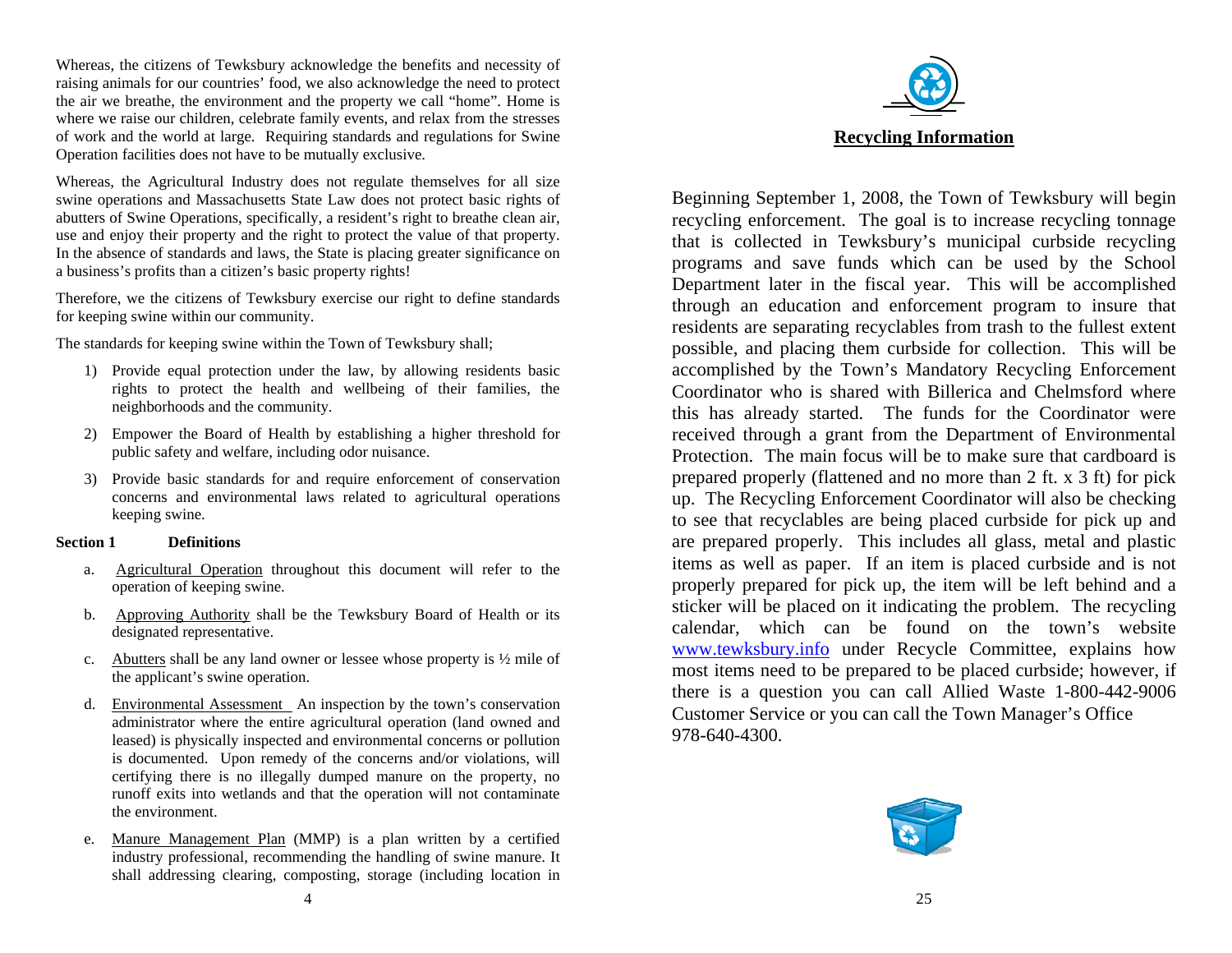Whereas, the citizens of Tewksbury acknowledge the benefits and necessity of raising animals for our countries' food, we also acknowledge the need to protect the air we breathe, the environment and the property we call "home". Home is where we raise our children, celebrate family events, and relax from the stresses of work and the world at large. Requiring standards and regulations for Swine Operation facilities does not have to be mutually exclusive.

Whereas, the Agricultural Industry does not regulate themselves for all size swine operations and Massachusetts State Law does not protect basic rights of abutters of Swine Operations, specifically, a resident's right to breathe clean air, use and enjoy their property and the right to protect the value of that property. In the absence of standards and laws, the State is placing greater significance on a business's profits than a citizen's basic property rights!

Therefore, we the citizens of Tewksbury exercise our right to define standards for keeping swine within our community.

The standards for keeping swine within the Town of Tewksbury shall;

1) Provide equal protection under the law, by allowing residents basic rights to protect the health and wellbeing of their families, the neighborhoods and the community.
2) Empower the Board of Health by establishing a higher threshold for public safety and welfare, including odor nuisance.
3) Provide basic standards for and require enforcement of conservation concerns and environmental laws related to agricultural operations keeping swine.

**Section 1 Definitions**

a. Agricultural Operation throughout this document will refer to the operation of keeping swine.

b. Approving Authority shall be the Tewksbury Board of Health or its designated representative.

c. Abutters shall be any land owner or lessee whose property is ½ mile of the applicant's swine operation.

d. Environmental Assessment An inspection by the town's conservation administrator where the entire agricultural operation (land owned and leased) is physically inspected and environmental concerns or pollution is documented. Upon remedy of the concerns and/or violations, will certifying there is no illegally dumped manure on the property, no runoff exits into wetlands and that the operation will not contaminate the environment.

e. Manure Management Plan (MMP) is a plan written by a certified industry professional, recommending the handling of swine manure. It shall addressing clearing, composting, storage (including location in

## Recycling Information

Beginning September 1, 2008, the Town of Tewksbury will begin recycling enforcement. The goal is to increase recycling tonnage that is collected in Tewksbury's municipal curbside recycling programs and save funds which can be used by the School Department later in the fiscal year. This will be accomplished through an education and enforcement program to insure that residents are separating recyclables from trash to the fullest extent possible, and placing them curbside for collection. This will be accomplished by the Town's Mandatory Recycling Enforcement Coordinator who is shared with Billerica and Chelmsford where this has already started. The funds for the Coordinator were received through a grant from the Department of Environmental Protection. The main focus will be to make sure that cardboard is prepared properly (flattened and no more than 2 ft. x 3 ft) for pick up. The Recycling Enforcement Coordinator will also be checking to see that recyclables are being placed curbside for pick up and are prepared properly. This includes all glass, metal and plastic items as well as paper. If an item is placed curbside and is not properly prepared for pick up, the item will be left behind and a sticker will be placed on it indicating the problem. The recycling calendar, which can be found on the town's website www.tewksbury.info under Recycle Committee, explains how most items need to be prepared to be placed curbside; however, if there is a question you can call Allied Waste 1-800-442-9006 Customer Service or you can call the Town Manager's Office 978-640-4300.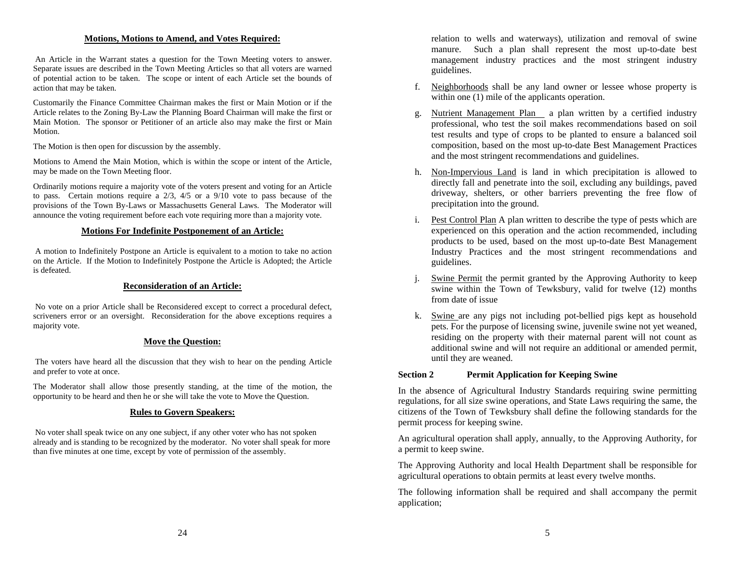## Motions, Motions to Amend, and Votes Required:

An Article in the Warrant states a question for the Town Meeting voters to answer. Separate issues are described in the Town Meeting Articles so that all voters are warned of potential action to be taken. The scope or intent of each Article set the bounds of action that may be taken.

Customarily the Finance Committee Chairman makes the first or Main Motion or if the Article relates to the Zoning By-Law the Planning Board Chairman will make the first or Main Motion. The sponsor or Petitioner of an article also may make the first or Main Motion.

The Motion is then open for discussion by the assembly.

Motions to Amend the Main Motion, which is within the scope or intent of the Article, may be made on the Town Meeting floor.

Ordinarily motions require a majority vote of the voters present and voting for an Article to pass. Certain motions require a 2/3, 4/5 or a 9/10 vote to pass because of the provisions of the Town By-Laws or Massachusetts General Laws. The Moderator will announce the voting requirement before each vote requiring more than a majority vote.

## Motions For Indefinite Postponement of an Article:

A motion to Indefinitely Postpone an Article is equivalent to a motion to take no action on the Article. If the Motion to Indefinitely Postpone the Article is Adopted; the Article is defeated.

## Reconsideration of an Article:

No vote on a prior Article shall be Reconsidered except to correct a procedural defect, scriveners error or an oversight. Reconsideration for the above exceptions requires a majority vote.

## Move the Question:

The voters have heard all the discussion that they wish to hear on the pending Article and prefer to vote at once.

The Moderator shall allow those presently standing, at the time of the motion, the opportunity to be heard and then he or she will take the vote to Move the Question.

## Rules to Govern Speakers:

No voter shall speak twice on any one subject, if any other voter who has not spoken already and is standing to be recognized by the moderator. No voter shall speak for more than five minutes at one time, except by vote of permission of the assembly.

relation to wells and waterways), utilization and removal of swine manure. Such a plan shall represent the most up-to-date best management industry practices and the most stringent industry guidelines.

f. Neighborhoods shall be any land owner or lessee whose property is within one (1) mile of the applicants operation.

g. Nutrient Management Plan a plan written by a certified industry professional, who test the soil makes recommendations based on soil test results and type of crops to be planted to ensure a balanced soil composition, based on the most up-to-date Best Management Practices and the most stringent recommendations and guidelines.

h. Non-Impervious Land is land in which precipitation is allowed to directly fall and penetrate into the soil, excluding any buildings, paved driveway, shelters, or other barriers preventing the free flow of precipitation into the ground.

i. Pest Control Plan A plan written to describe the type of pests which are experienced on this operation and the action recommended, including products to be used, based on the most up-to-date Best Management Industry Practices and the most stringent recommendations and guidelines.

j. Swine Permit the permit granted by the Approving Authority to keep swine within the Town of Tewksbury, valid for twelve (12) months from date of issue

k. Swine are any pigs not including pot-bellied pigs kept as household pets. For the purpose of licensing swine, juvenile swine not yet weaned, residing on the property with their maternal parent will not count as additional swine and will not require an additional or amended permit, until they are weaned.

**Section 2 Permit Application for Keeping Swine**

In the absence of Agricultural Industry Standards requiring swine permitting regulations, for all size swine operations, and State Laws requiring the same, the citizens of the Town of Tewksbury shall define the following standards for the permit process for keeping swine.

An agricultural operation shall apply, annually, to the Approving Authority, for a permit to keep swine.

The Approving Authority and local Health Department shall be responsible for agricultural operations to obtain permits at least every twelve months.

The following information shall be required and shall accompany the permit application;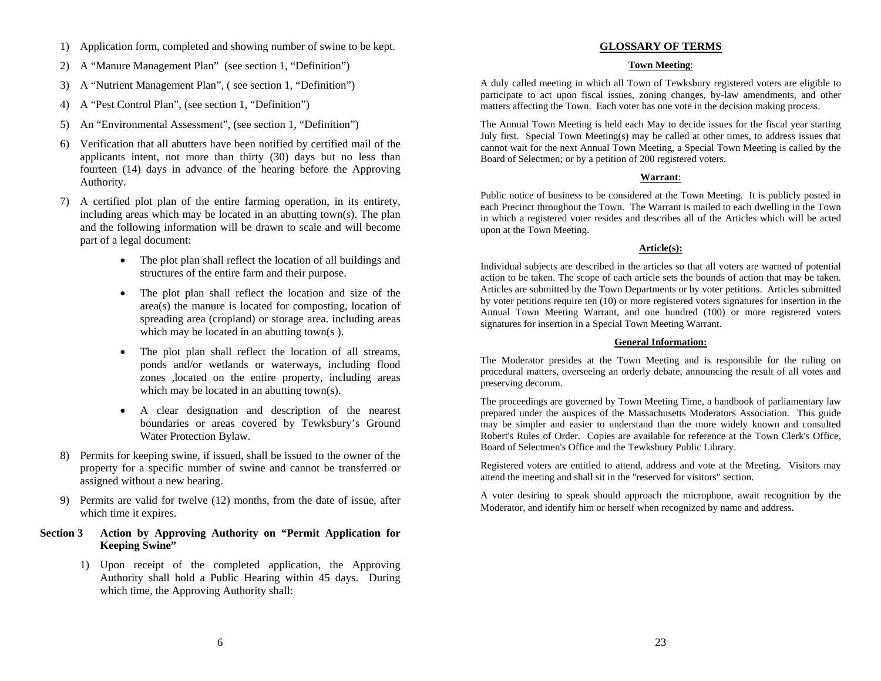1) Application form, completed and showing number of swine to be kept.

2) A "Manure Management Plan" (see section 1, "Definition")

3) A "Nutrient Management Plan", ( see section 1, "Definition")

4) A "Pest Control Plan", (see section 1, "Definition")

5) An "Environmental Assessment", (see section 1, "Definition")

6) Verification that all abutters have been notified by certified mail of the applicants intent, not more than thirty (30) days but no less than fourteen (14) days in advance of the hearing before the Approving Authority.

7) A certified plot plan of the entire farming operation, in its entirety, including areas which may be located in an abutting town(s). The plan and the following information will be drawn to scale and will become part of a legal document:

   - The plot plan shall reflect the location of all buildings and structures of the entire farm and their purpose.
   - The plot plan shall reflect the location and size of the area(s) the manure is located for composting, location of spreading area (cropland) or storage area. including areas which may be located in an abutting town(s ).
   - The plot plan shall reflect the location of all streams, ponds and/or wetlands or waterways, including flood zones ,located on the entire property, including areas which may be located in an abutting town(s).
   - A clear designation and description of the nearest boundaries or areas covered by Tewksbury's Ground Water Protection Bylaw.

8) Permits for keeping swine, if issued, shall be issued to the owner of the property for a specific number of swine and cannot be transferred or assigned without a new hearing.

9) Permits are valid for twelve (12) months, from the date of issue, after which time it expires.

**Section 3 Action by Approving Authority on "Permit Application for Keeping Swine"**

1) Upon receipt of the completed application, the Approving Authority shall hold a Public Hearing within 45 days. During which time, the Approving Authority shall:

## GLOSSARY OF TERMS

**Town Meeting**:

A duly called meeting in which all Town of Tewksbury registered voters are eligible to participate to act upon fiscal issues, zoning changes, by-law amendments, and other matters affecting the Town. Each voter has one vote in the decision making process.

The Annual Town Meeting is held each May to decide issues for the fiscal year starting July first. Special Town Meeting(s) may be called at other times, to address issues that cannot wait for the next Annual Town Meeting, a Special Town Meeting is called by the Board of Selectmen; or by a petition of 200 registered voters.

**Warrant**:

Public notice of business to be considered at the Town Meeting. It is publicly posted in each Precinct throughout the Town. The Warrant is mailed to each dwelling in the Town in which a registered voter resides and describes all of the Articles which will be acted upon at the Town Meeting.

**Article(s):**

Individual subjects are described in the articles so that all voters are warned of potential action to be taken. The scope of each article sets the bounds of action that may be taken. Articles are submitted by the Town Departments or by voter petitions. Articles submitted by voter petitions require ten (10) or more registered voters signatures for insertion in the Annual Town Meeting Warrant, and one hundred (100) or more registered voters signatures for insertion in a Special Town Meeting Warrant.

**General Information:**

The Moderator presides at the Town Meeting and is responsible for the ruling on procedural matters, overseeing an orderly debate, announcing the result of all votes and preserving decorum.

The proceedings are governed by Town Meeting Time, a handbook of parliamentary law prepared under the auspices of the Massachusetts Moderators Association. This guide may be simpler and easier to understand than the more widely known and consulted Robert's Rules of Order. Copies are available for reference at the Town Clerk's Office, Board of Selectmen's Office and the Tewksbury Public Library.

Registered voters are entitled to attend, address and vote at the Meeting. Visitors may attend the meeting and shall sit in the "reserved for visitors" section.

A voter desiring to speak should approach the microphone, await recognition by the Moderator, and identify him or herself when recognized by name and address.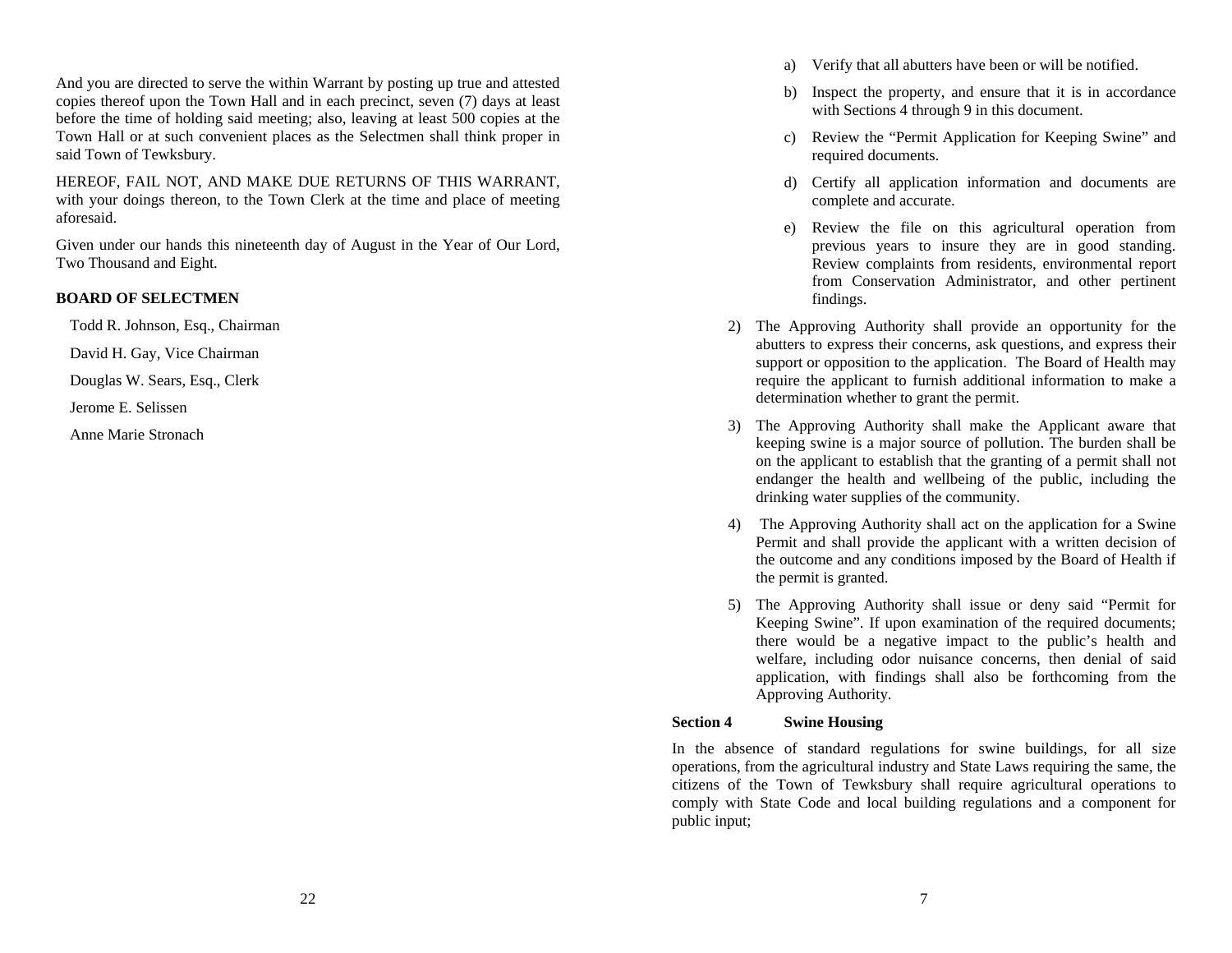And you are directed to serve the within Warrant by posting up true and attested copies thereof upon the Town Hall and in each precinct, seven (7) days at least before the time of holding said meeting; also, leaving at least 500 copies at the Town Hall or at such convenient places as the Selectmen shall think proper in said Town of Tewksbury.

HEREOF, FAIL NOT, AND MAKE DUE RETURNS OF THIS WARRANT, with your doings thereon, to the Town Clerk at the time and place of meeting aforesaid.

Given under our hands this nineteenth day of August in the Year of Our Lord, Two Thousand and Eight.

**BOARD OF SELECTMEN**

Todd R. Johnson, Esq., Chairman

David H. Gay, Vice Chairman

Douglas W. Sears, Esq., Clerk

Jerome E. Selissen

Anne Marie Stronach

a) Verify that all abutters have been or will be notified.

b) Inspect the property, and ensure that it is in accordance with Sections 4 through 9 in this document.

c) Review the "Permit Application for Keeping Swine" and required documents.

d) Certify all application information and documents are complete and accurate.

e) Review the file on this agricultural operation from previous years to insure they are in good standing. Review complaints from residents, environmental report from Conservation Administrator, and other pertinent findings.

2) The Approving Authority shall provide an opportunity for the abutters to express their concerns, ask questions, and express their support or opposition to the application. The Board of Health may require the applicant to furnish additional information to make a determination whether to grant the permit.

3) The Approving Authority shall make the Applicant aware that keeping swine is a major source of pollution. The burden shall be on the applicant to establish that the granting of a permit shall not endanger the health and wellbeing of the public, including the drinking water supplies of the community.

4) The Approving Authority shall act on the application for a Swine Permit and shall provide the applicant with a written decision of the outcome and any conditions imposed by the Board of Health if the permit is granted.

5) The Approving Authority shall issue or deny said "Permit for Keeping Swine". If upon examination of the required documents; there would be a negative impact to the public's health and welfare, including odor nuisance concerns, then denial of said application, with findings shall also be forthcoming from the Approving Authority.

**Section 4 Swine Housing**

In the absence of standard regulations for swine buildings, for all size operations, from the agricultural industry and State Laws requiring the same, the citizens of the Town of Tewksbury shall require agricultural operations to comply with State Code and local building regulations and a component for public input;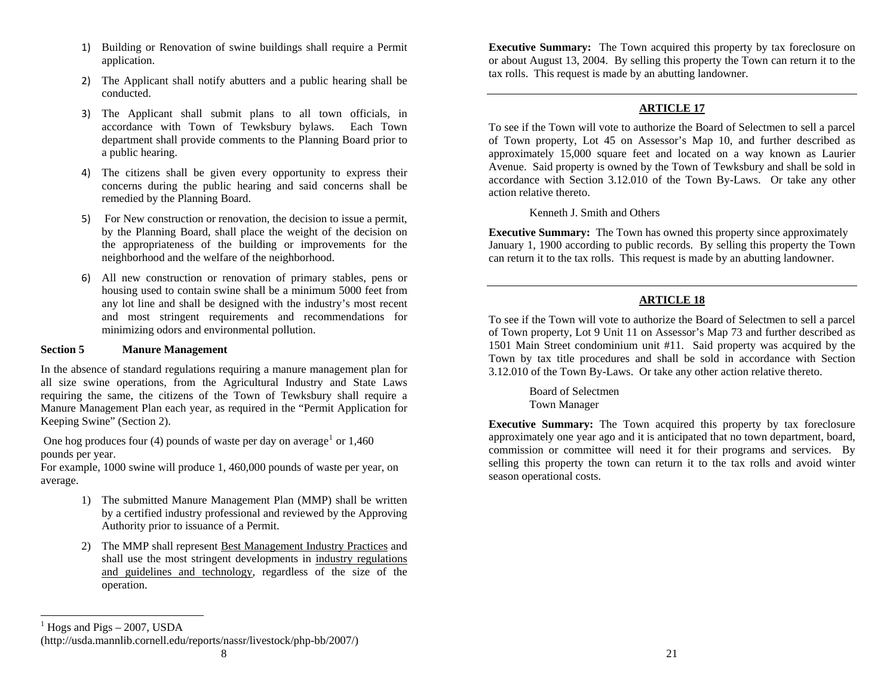1) Building or Renovation of swine buildings shall require a Permit application.

2) The Applicant shall notify abutters and a public hearing shall be conducted.

3) The Applicant shall submit plans to all town officials, in accordance with Town of Tewksbury bylaws. Each Town department shall provide comments to the Planning Board prior to a public hearing.

4) The citizens shall be given every opportunity to express their concerns during the public hearing and said concerns shall be remedied by the Planning Board.

5) For New construction or renovation, the decision to issue a permit, by the Planning Board, shall place the weight of the decision on the appropriateness of the building or improvements for the neighborhood and the welfare of the neighborhood.

6) All new construction or renovation of primary stables, pens or housing used to contain swine shall be a minimum 5000 feet from any lot line and shall be designed with the industry's most recent and most stringent requirements and recommendations for minimizing odors and environmental pollution.

**Section 5 Manure Management**

In the absence of standard regulations requiring a manure management plan for all size swine operations, from the Agricultural Industry and State Laws requiring the same, the citizens of the Town of Tewksbury shall require a Manure Management Plan each year, as required in the "Permit Application for Keeping Swine" (Section 2).

One hog produces four (4) pounds of waste per day on average[1] or 1,460 pounds per year.
For example, 1000 swine will produce 1, 460,000 pounds of waste per year, on average.

1) The submitted Manure Management Plan (MMP) shall be written by a certified industry professional and reviewed by the Approving Authority prior to issuance of a Permit.

2) The MMP shall represent Best Management Industry Practices and shall use the most stringent developments in industry regulations and guidelines and technology, regardless of the size of the operation.

[1] Hogs and Pigs – 2007, USDA (http://usda.mannlib.cornell.edu/reports/nassr/livestock/php-bb/2007/)

**Executive Summary:** The Town acquired this property by tax foreclosure on or about August 13, 2004. By selling this property the Town can return it to the tax rolls. This request is made by an abutting landowner.

---

## ARTICLE 17

To see if the Town will vote to authorize the Board of Selectmen to sell a parcel of Town property, Lot 45 on Assessor's Map 10, and further described as approximately 15,000 square feet and located on a way known as Laurier Avenue. Said property is owned by the Town of Tewksbury and shall be sold in accordance with Section 3.12.010 of the Town By-Laws. Or take any other action relative thereto.

Kenneth J. Smith and Others

**Executive Summary:** The Town has owned this property since approximately January 1, 1900 according to public records. By selling this property the Town can return it to the tax rolls. This request is made by an abutting landowner.

---

## ARTICLE 18

To see if the Town will vote to authorize the Board of Selectmen to sell a parcel of Town property, Lot 9 Unit 11 on Assessor's Map 73 and further described as 1501 Main Street condominium unit #11. Said property was acquired by the Town by tax title procedures and shall be sold in accordance with Section 3.12.010 of the Town By-Laws. Or take any other action relative thereto.

Board of Selectmen
Town Manager

**Executive Summary:** The Town acquired this property by tax foreclosure approximately one year ago and it is anticipated that no town department, board, commission or committee will need it for their programs and services. By selling this property the town can return it to the tax rolls and avoid winter season operational costs.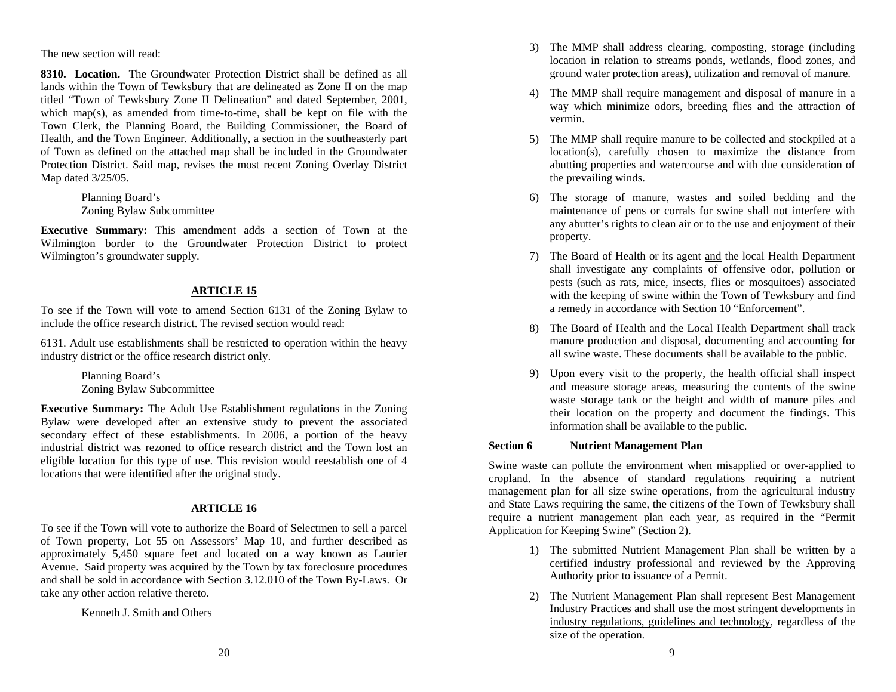The new section will read:

**8310. Location.** The Groundwater Protection District shall be defined as all lands within the Town of Tewksbury that are delineated as Zone II on the map titled "Town of Tewksbury Zone II Delineation" and dated September, 2001, which map(s), as amended from time-to-time, shall be kept on file with the Town Clerk, the Planning Board, the Building Commissioner, the Board of Health, and the Town Engineer. Additionally, a section in the southeasterly part of Town as defined on the attached map shall be included in the Groundwater Protection District. Said map, revises the most recent Zoning Overlay District Map dated 3/25/05.

Planning Board's
Zoning Bylaw Subcommittee

**Executive Summary:** This amendment adds a section of Town at the Wilmington border to the Groundwater Protection District to protect Wilmington's groundwater supply.

---

## ARTICLE 15

To see if the Town will vote to amend Section 6131 of the Zoning Bylaw to include the office research district. The revised section would read:

6131. Adult use establishments shall be restricted to operation within the heavy industry district or the office research district only.

Planning Board's
Zoning Bylaw Subcommittee

**Executive Summary:** The Adult Use Establishment regulations in the Zoning Bylaw were developed after an extensive study to prevent the associated secondary effect of these establishments. In 2006, a portion of the heavy industrial district was rezoned to office research district and the Town lost an eligible location for this type of use. This revision would reestablish one of 4 locations that were identified after the original study.

---

## ARTICLE 16

To see if the Town will vote to authorize the Board of Selectmen to sell a parcel of Town property, Lot 55 on Assessors' Map 10, and further described as approximately 5,450 square feet and located on a way known as Laurier Avenue. Said property was acquired by the Town by tax foreclosure procedures and shall be sold in accordance with Section 3.12.010 of the Town By-Laws. Or take any other action relative thereto.

Kenneth J. Smith and Others

3) The MMP shall address clearing, composting, storage (including location in relation to streams ponds, wetlands, flood zones, and ground water protection areas), utilization and removal of manure.
4) The MMP shall require management and disposal of manure in a way which minimize odors, breeding flies and the attraction of vermin.
5) The MMP shall require manure to be collected and stockpiled at a location(s), carefully chosen to maximize the distance from abutting properties and watercourse and with due consideration of the prevailing winds.
6) The storage of manure, wastes and soiled bedding and the maintenance of pens or corrals for swine shall not interfere with any abutter's rights to clean air or to the use and enjoyment of their property.
7) The Board of Health or its agent and the local Health Department shall investigate any complaints of offensive odor, pollution or pests (such as rats, mice, insects, flies or mosquitoes) associated with the keeping of swine within the Town of Tewksbury and find a remedy in accordance with Section 10 "Enforcement".
8) The Board of Health and the Local Health Department shall track manure production and disposal, documenting and accounting for all swine waste. These documents shall be available to the public.
9) Upon every visit to the property, the health official shall inspect and measure storage areas, measuring the contents of the swine waste storage tank or the height and width of manure piles and their location on the property and document the findings. This information shall be available to the public.

### Section 6 Nutrient Management Plan

Swine waste can pollute the environment when misapplied or over-applied to cropland. In the absence of standard regulations requiring a nutrient management plan for all size swine operations, from the agricultural industry and State Laws requiring the same, the citizens of the Town of Tewksbury shall require a nutrient management plan each year, as required in the "Permit Application for Keeping Swine" (Section 2).

1) The submitted Nutrient Management Plan shall be written by a certified industry professional and reviewed by the Approving Authority prior to issuance of a Permit.
2) The Nutrient Management Plan shall represent Best Management Industry Practices and shall use the most stringent developments in industry regulations, guidelines and technology, regardless of the size of the operation.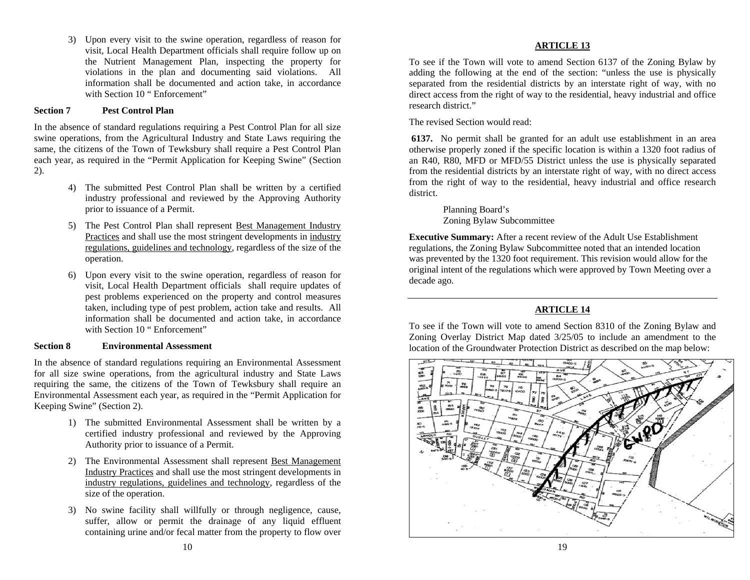3) Upon every visit to the swine operation, regardless of reason for visit, Local Health Department officials shall require follow up on the Nutrient Management Plan, inspecting the property for violations in the plan and documenting said violations. All information shall be documented and action take, in accordance with Section 10 " Enforcement"

**Section 7 Pest Control Plan**

In the absence of standard regulations requiring a Pest Control Plan for all size swine operations, from the Agricultural Industry and State Laws requiring the same, the citizens of the Town of Tewksbury shall require a Pest Control Plan each year, as required in the "Permit Application for Keeping Swine" (Section 2).

4) The submitted Pest Control Plan shall be written by a certified industry professional and reviewed by the Approving Authority prior to issuance of a Permit.

5) The Pest Control Plan shall represent Best Management Industry Practices and shall use the most stringent developments in industry regulations, guidelines and technology, regardless of the size of the operation.

6) Upon every visit to the swine operation, regardless of reason for visit, Local Health Department officials shall require updates of pest problems experienced on the property and control measures taken, including type of pest problem, action take and results. All information shall be documented and action take, in accordance with Section 10 " Enforcement"

**Section 8 Environmental Assessment**

In the absence of standard regulations requiring an Environmental Assessment for all size swine operations, from the agricultural industry and State Laws requiring the same, the citizens of the Town of Tewksbury shall require an Environmental Assessment each year, as required in the "Permit Application for Keeping Swine" (Section 2).

1) The submitted Environmental Assessment shall be written by a certified industry professional and reviewed by the Approving Authority prior to issuance of a Permit.

2) The Environmental Assessment shall represent Best Management Industry Practices and shall use the most stringent developments in industry regulations, guidelines and technology, regardless of the size of the operation.

3) No swine facility shall willfully or through negligence, cause, suffer, allow or permit the drainage of any liquid effluent containing urine and/or fecal matter from the property to flow over

## ARTICLE 13

To see if the Town will vote to amend Section 6137 of the Zoning Bylaw by adding the following at the end of the section: "unless the use is physically separated from the residential districts by an interstate right of way, with no direct access from the right of way to the residential, heavy industrial and office research district."

The revised Section would read:

**6137.** No permit shall be granted for an adult use establishment in an area otherwise properly zoned if the specific location is within a 1320 foot radius of an R40, R80, MFD or MFD/55 District unless the use is physically separated from the residential districts by an interstate right of way, with no direct access from the right of way to the residential, heavy industrial and office research district.

Planning Board's
Zoning Bylaw Subcommittee

**Executive Summary:** After a recent review of the Adult Use Establishment regulations, the Zoning Bylaw Subcommittee noted that an intended location was prevented by the 1320 foot requirement. This revision would allow for the original intent of the regulations which were approved by Town Meeting over a decade ago.

## ARTICLE 14

To see if the Town will vote to amend Section 8310 of the Zoning Bylaw and Zoning Overlay District Map dated 3/25/05 to include an amendment to the location of the Groundwater Protection District as described on the map below: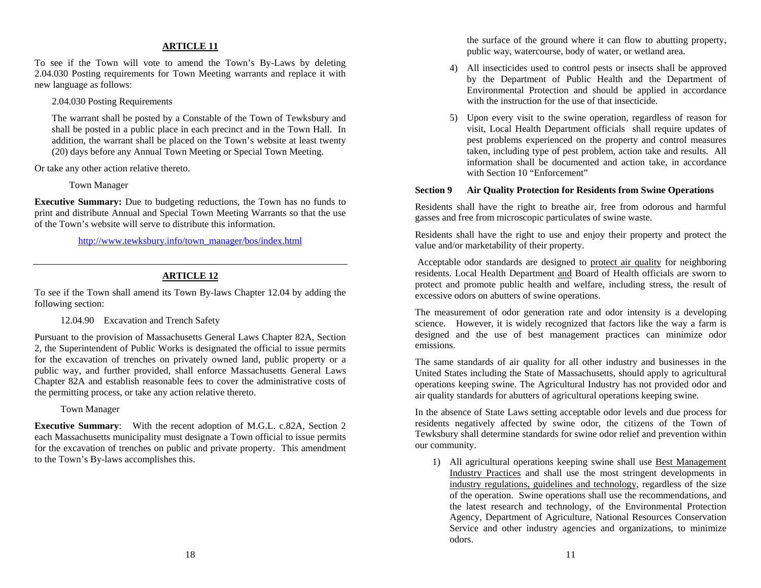## ARTICLE 11

To see if the Town will vote to amend the Town's By-Laws by deleting 2.04.030 Posting requirements for Town Meeting warrants and replace it with new language as follows:

2.04.030 Posting Requirements

The warrant shall be posted by a Constable of the Town of Tewksbury and shall be posted in a public place in each precinct and in the Town Hall. In addition, the warrant shall be placed on the Town's website at least twenty (20) days before any Annual Town Meeting or Special Town Meeting.

Or take any other action relative thereto.

Town Manager

**Executive Summary:** Due to budgeting reductions, the Town has no funds to print and distribute Annual and Special Town Meeting Warrants so that the use of the Town's website will serve to distribute this information.

http://www.tewksbury.info/town_manager/bos/index.html

---

## ARTICLE 12

To see if the Town shall amend its Town By-laws Chapter 12.04 by adding the following section:

12.04.90 Excavation and Trench Safety

Pursuant to the provision of Massachusetts General Laws Chapter 82A, Section 2, the Superintendent of Public Works is designated the official to issue permits for the excavation of trenches on privately owned land, public property or a public way, and further provided, shall enforce Massachusetts General Laws Chapter 82A and establish reasonable fees to cover the administrative costs of the permitting process, or take any action relative thereto.

Town Manager

**Executive Summary**: With the recent adoption of M.G.L. c.82A, Section 2 each Massachusetts municipality must designate a Town official to issue permits for the excavation of trenches on public and private property. This amendment to the Town's By-laws accomplishes this.

the surface of the ground where it can flow to abutting property, public way, watercourse, body of water, or wetland area.

4) All insecticides used to control pests or insects shall be approved by the Department of Public Health and the Department of Environmental Protection and should be applied in accordance with the instruction for the use of that insecticide.

5) Upon every visit to the swine operation, regardless of reason for visit, Local Health Department officials shall require updates of pest problems experienced on the property and control measures taken, including type of pest problem, action take and results. All information shall be documented and action take, in accordance with Section 10 "Enforcement"

**Section 9 Air Quality Protection for Residents from Swine Operations**

Residents shall have the right to breathe air, free from odorous and harmful gasses and free from microscopic particulates of swine waste.

Residents shall have the right to use and enjoy their property and protect the value and/or marketability of their property.

Acceptable odor standards are designed to protect air quality for neighboring residents. Local Health Department and Board of Health officials are sworn to protect and promote public health and welfare, including stress, the result of excessive odors on abutters of swine operations.

The measurement of odor generation rate and odor intensity is a developing science. However, it is widely recognized that factors like the way a farm is designed and the use of best management practices can minimize odor emissions.

The same standards of air quality for all other industry and businesses in the United States including the State of Massachusetts, should apply to agricultural operations keeping swine. The Agricultural Industry has not provided odor and air quality standards for abutters of agricultural operations keeping swine.

In the absence of State Laws setting acceptable odor levels and due process for residents negatively affected by swine odor, the citizens of the Town of Tewksbury shall determine standards for swine odor relief and prevention within our community.

1) All agricultural operations keeping swine shall use Best Management Industry Practices and shall use the most stringent developments in industry regulations, guidelines and technology, regardless of the size of the operation. Swine operations shall use the recommendations, and the latest research and technology, of the Environmental Protection Agency, Department of Agriculture, National Resources Conservation Service and other industry agencies and organizations, to minimize odors.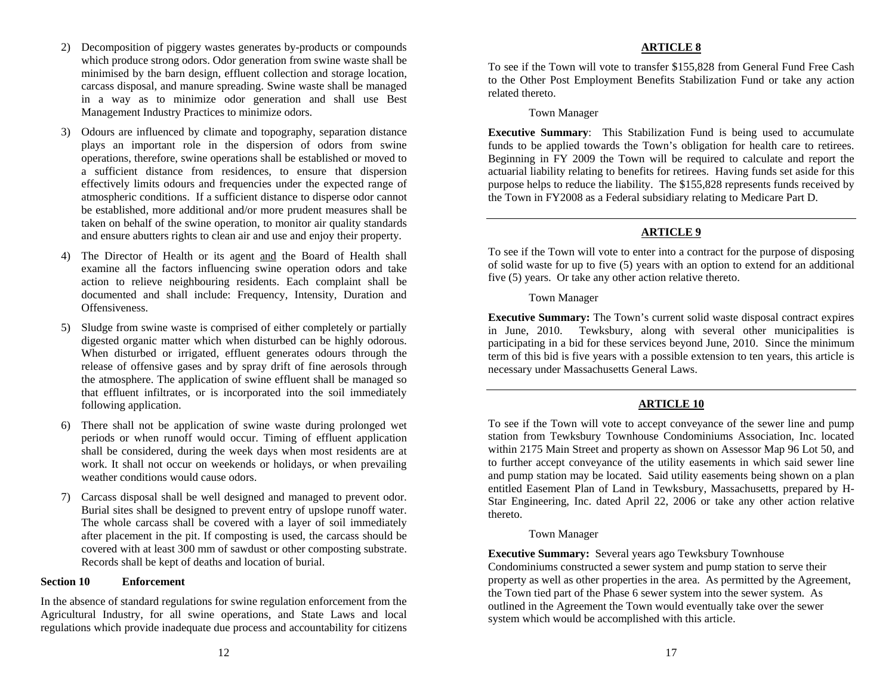2) Decomposition of piggery wastes generates by-products or compounds which produce strong odors. Odor generation from swine waste shall be minimised by the barn design, effluent collection and storage location, carcass disposal, and manure spreading. Swine waste shall be managed in a way as to minimize odor generation and shall use Best Management Industry Practices to minimize odors.

3) Odours are influenced by climate and topography, separation distance plays an important role in the dispersion of odors from swine operations, therefore, swine operations shall be established or moved to a sufficient distance from residences, to ensure that dispersion effectively limits odours and frequencies under the expected range of atmospheric conditions. If a sufficient distance to disperse odor cannot be established, more additional and/or more prudent measures shall be taken on behalf of the swine operation, to monitor air quality standards and ensure abutters rights to clean air and use and enjoy their property.

4) The Director of Health or its agent <u>and</u> the Board of Health shall examine all the factors influencing swine operation odors and take action to relieve neighbouring residents. Each complaint shall be documented and shall include: Frequency, Intensity, Duration and Offensiveness.

5) Sludge from swine waste is comprised of either completely or partially digested organic matter which when disturbed can be highly odorous. When disturbed or irrigated, effluent generates odours through the release of offensive gases and by spray drift of fine aerosols through the atmosphere. The application of swine effluent shall be managed so that effluent infiltrates, or is incorporated into the soil immediately following application.

6) There shall not be application of swine waste during prolonged wet periods or when runoff would occur. Timing of effluent application shall be considered, during the week days when most residents are at work. It shall not occur on weekends or holidays, or when prevailing weather conditions would cause odors.

7) Carcass disposal shall be well designed and managed to prevent odor. Burial sites shall be designed to prevent entry of upslope runoff water. The whole carcass shall be covered with a layer of soil immediately after placement in the pit. If composting is used, the carcass should be covered with at least 300 mm of sawdust or other composting substrate. Records shall be kept of deaths and location of burial.

**Section 10 Enforcement**

In the absence of standard regulations for swine regulation enforcement from the Agricultural Industry, for all swine operations, and State Laws and local regulations which provide inadequate due process and accountability for citizens

## ARTICLE 8

To see if the Town will vote to transfer $155,828 from General Fund Free Cash to the Other Post Employment Benefits Stabilization Fund or take any action related thereto.

Town Manager

**Executive Summary**: This Stabilization Fund is being used to accumulate funds to be applied towards the Town's obligation for health care to retirees. Beginning in FY 2009 the Town will be required to calculate and report the actuarial liability relating to benefits for retirees. Having funds set aside for this purpose helps to reduce the liability. The $155,828 represents funds received by the Town in FY2008 as a Federal subsidiary relating to Medicare Part D.

---

## ARTICLE 9

To see if the Town will vote to enter into a contract for the purpose of disposing of solid waste for up to five (5) years with an option to extend for an additional five (5) years. Or take any other action relative thereto.

Town Manager

**Executive Summary:** The Town's current solid waste disposal contract expires in June, 2010. Tewksbury, along with several other municipalities is participating in a bid for these services beyond June, 2010. Since the minimum term of this bid is five years with a possible extension to ten years, this article is necessary under Massachusetts General Laws.

---

## ARTICLE 10

To see if the Town will vote to accept conveyance of the sewer line and pump station from Tewksbury Townhouse Condominiums Association, Inc. located within 2175 Main Street and property as shown on Assessor Map 96 Lot 50, and to further accept conveyance of the utility easements in which said sewer line and pump station may be located. Said utility easements being shown on a plan entitled Easement Plan of Land in Tewksbury, Massachusetts, prepared by H-Star Engineering, Inc. dated April 22, 2006 or take any other action relative thereto.

Town Manager

**Executive Summary:** Several years ago Tewksbury Townhouse Condominiums constructed a sewer system and pump station to serve their property as well as other properties in the area. As permitted by the Agreement, the Town tied part of the Phase 6 sewer system into the sewer system. As outlined in the Agreement the Town would eventually take over the sewer system which would be accomplished with this article.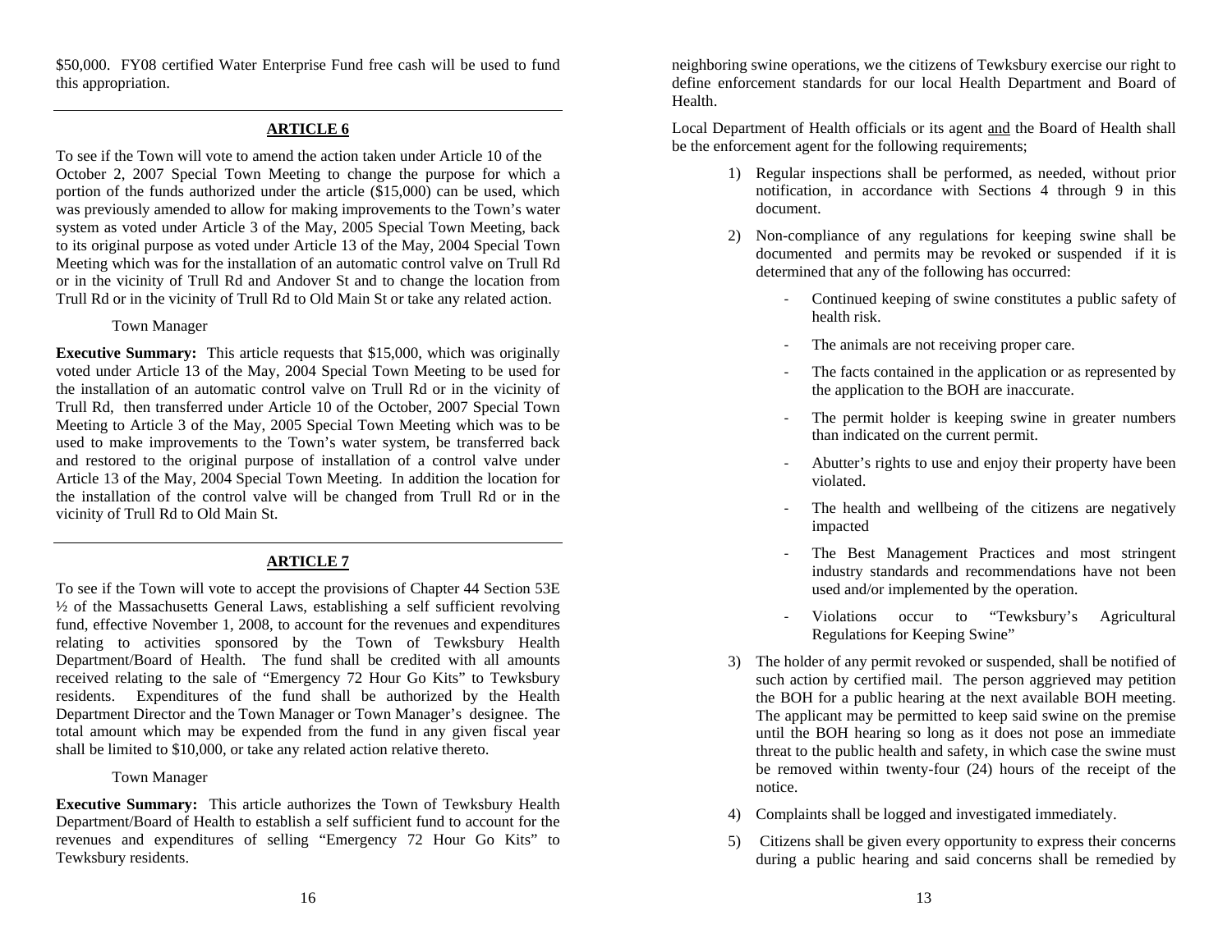$50,000. FY08 certified Water Enterprise Fund free cash will be used to fund this appropriation.

---

## ARTICLE 6

To see if the Town will vote to amend the action taken under Article 10 of the October 2, 2007 Special Town Meeting to change the purpose for which a portion of the funds authorized under the article ($15,000) can be used, which was previously amended to allow for making improvements to the Town's water system as voted under Article 3 of the May, 2005 Special Town Meeting, back to its original purpose as voted under Article 13 of the May, 2004 Special Town Meeting which was for the installation of an automatic control valve on Trull Rd or in the vicinity of Trull Rd and Andover St and to change the location from Trull Rd or in the vicinity of Trull Rd to Old Main St or take any related action.

Town Manager

**Executive Summary:** This article requests that $15,000, which was originally voted under Article 13 of the May, 2004 Special Town Meeting to be used for the installation of an automatic control valve on Trull Rd or in the vicinity of Trull Rd, then transferred under Article 10 of the October, 2007 Special Town Meeting to Article 3 of the May, 2005 Special Town Meeting which was to be used to make improvements to the Town's water system, be transferred back and restored to the original purpose of installation of a control valve under Article 13 of the May, 2004 Special Town Meeting. In addition the location for the installation of the control valve will be changed from Trull Rd or in the vicinity of Trull Rd to Old Main St.

---

## ARTICLE 7

To see if the Town will vote to accept the provisions of Chapter 44 Section 53E ½ of the Massachusetts General Laws, establishing a self sufficient revolving fund, effective November 1, 2008, to account for the revenues and expenditures relating to activities sponsored by the Town of Tewksbury Health Department/Board of Health. The fund shall be credited with all amounts received relating to the sale of "Emergency 72 Hour Go Kits" to Tewksbury residents. Expenditures of the fund shall be authorized by the Health Department Director and the Town Manager or Town Manager's designee. The total amount which may be expended from the fund in any given fiscal year shall be limited to $10,000, or take any related action relative thereto.

Town Manager

**Executive Summary:** This article authorizes the Town of Tewksbury Health Department/Board of Health to establish a self sufficient fund to account for the revenues and expenditures of selling "Emergency 72 Hour Go Kits" to Tewksbury residents.

neighboring swine operations, we the citizens of Tewksbury exercise our right to define enforcement standards for our local Health Department and Board of Health.

Local Department of Health officials or its agent <u>and</u> the Board of Health shall be the enforcement agent for the following requirements;

1) Regular inspections shall be performed, as needed, without prior notification, in accordance with Sections 4 through 9 in this document.
2) Non-compliance of any regulations for keeping swine shall be documented and permits may be revoked or suspended if it is determined that any of the following has occurred:
   - Continued keeping of swine constitutes a public safety of health risk.
   - The animals are not receiving proper care.
   - The facts contained in the application or as represented by the application to the BOH are inaccurate.
   - The permit holder is keeping swine in greater numbers than indicated on the current permit.
   - Abutter's rights to use and enjoy their property have been violated.
   - The health and wellbeing of the citizens are negatively impacted
   - The Best Management Practices and most stringent industry standards and recommendations have not been used and/or implemented by the operation.
   - Violations occur to "Tewksbury's Agricultural Regulations for Keeping Swine"
3) The holder of any permit revoked or suspended, shall be notified of such action by certified mail. The person aggrieved may petition the BOH for a public hearing at the next available BOH meeting. The applicant may be permitted to keep said swine on the premise until the BOH hearing so long as it does not pose an immediate threat to the public health and safety, in which case the swine must be removed within twenty-four (24) hours of the receipt of the notice.
4) Complaints shall be logged and investigated immediately.
5) Citizens shall be given every opportunity to express their concerns during a public hearing and said concerns shall be remedied by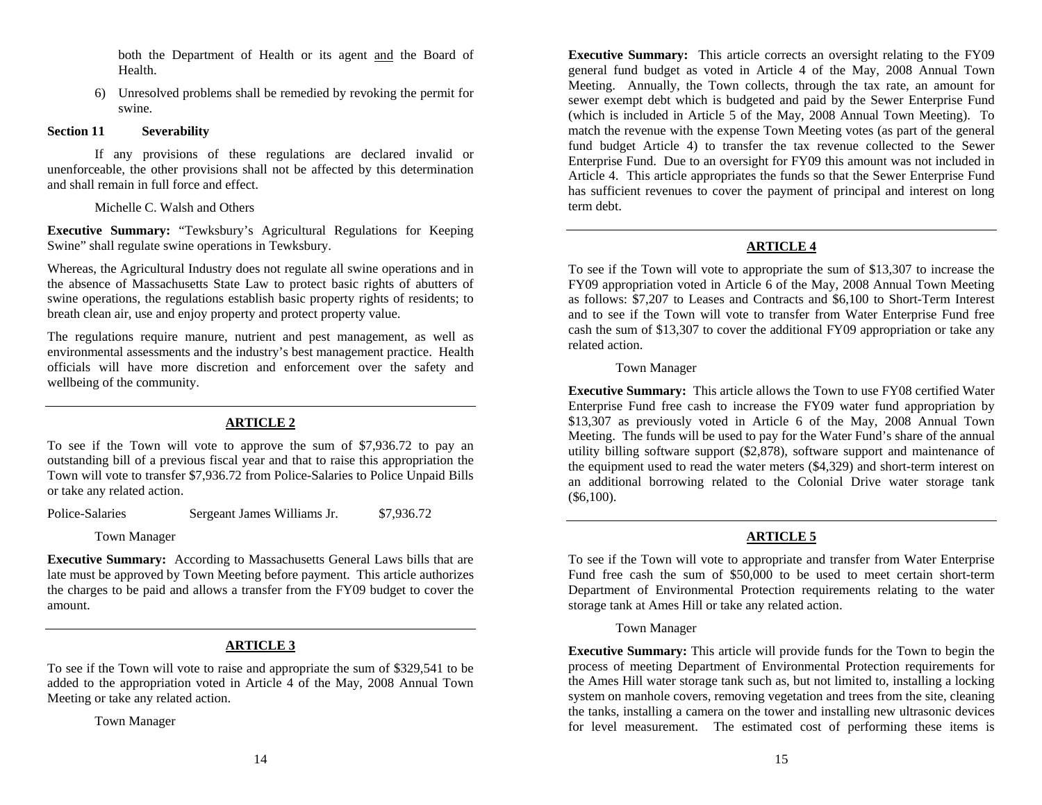both the Department of Health or its agent and the Board of Health.

6) Unresolved problems shall be remedied by revoking the permit for swine.

**Section 11 Severability**

If any provisions of these regulations are declared invalid or unenforceable, the other provisions shall not be affected by this determination and shall remain in full force and effect.

Michelle C. Walsh and Others

**Executive Summary:** "Tewksbury's Agricultural Regulations for Keeping Swine" shall regulate swine operations in Tewksbury.

Whereas, the Agricultural Industry does not regulate all swine operations and in the absence of Massachusetts State Law to protect basic rights of abutters of swine operations, the regulations establish basic property rights of residents; to breath clean air, use and enjoy property and protect property value.

The regulations require manure, nutrient and pest management, as well as environmental assessments and the industry's best management practice. Health officials will have more discretion and enforcement over the safety and wellbeing of the community.

---

## ARTICLE 2

To see if the Town will vote to approve the sum of $7,936.72 to pay an outstanding bill of a previous fiscal year and that to raise this appropriation the Town will vote to transfer $7,936.72 from Police-Salaries to Police Unpaid Bills or take any related action.

| | | |
|---|---|---|
| Police-Salaries | Sergeant James Williams Jr. | $7,936.72 |

Town Manager

**Executive Summary:** According to Massachusetts General Laws bills that are late must be approved by Town Meeting before payment. This article authorizes the charges to be paid and allows a transfer from the FY09 budget to cover the amount.

---

## ARTICLE 3

To see if the Town will vote to raise and appropriate the sum of $329,541 to be added to the appropriation voted in Article 4 of the May, 2008 Annual Town Meeting or take any related action.

Town Manager

**Executive Summary:** This article corrects an oversight relating to the FY09 general fund budget as voted in Article 4 of the May, 2008 Annual Town Meeting. Annually, the Town collects, through the tax rate, an amount for sewer exempt debt which is budgeted and paid by the Sewer Enterprise Fund (which is included in Article 5 of the May, 2008 Annual Town Meeting). To match the revenue with the expense Town Meeting votes (as part of the general fund budget Article 4) to transfer the tax revenue collected to the Sewer Enterprise Fund. Due to an oversight for FY09 this amount was not included in Article 4. This article appropriates the funds so that the Sewer Enterprise Fund has sufficient revenues to cover the payment of principal and interest on long term debt.

---

## ARTICLE 4

To see if the Town will vote to appropriate the sum of $13,307 to increase the FY09 appropriation voted in Article 6 of the May, 2008 Annual Town Meeting as follows: $7,207 to Leases and Contracts and $6,100 to Short-Term Interest and to see if the Town will vote to transfer from Water Enterprise Fund free cash the sum of $13,307 to cover the additional FY09 appropriation or take any related action.

Town Manager

**Executive Summary:** This article allows the Town to use FY08 certified Water Enterprise Fund free cash to increase the FY09 water fund appropriation by $13,307 as previously voted in Article 6 of the May, 2008 Annual Town Meeting. The funds will be used to pay for the Water Fund's share of the annual utility billing software support ($2,878), software support and maintenance of the equipment used to read the water meters ($4,329) and short-term interest on an additional borrowing related to the Colonial Drive water storage tank ($6,100).

---

## ARTICLE 5

To see if the Town will vote to appropriate and transfer from Water Enterprise Fund free cash the sum of $50,000 to be used to meet certain short-term Department of Environmental Protection requirements relating to the water storage tank at Ames Hill or take any related action.

Town Manager

**Executive Summary:** This article will provide funds for the Town to begin the process of meeting Department of Environmental Protection requirements for the Ames Hill water storage tank such as, but not limited to, installing a locking system on manhole covers, removing vegetation and trees from the site, cleaning the tanks, installing a camera on the tower and installing new ultrasonic devices for level measurement. The estimated cost of performing these items is